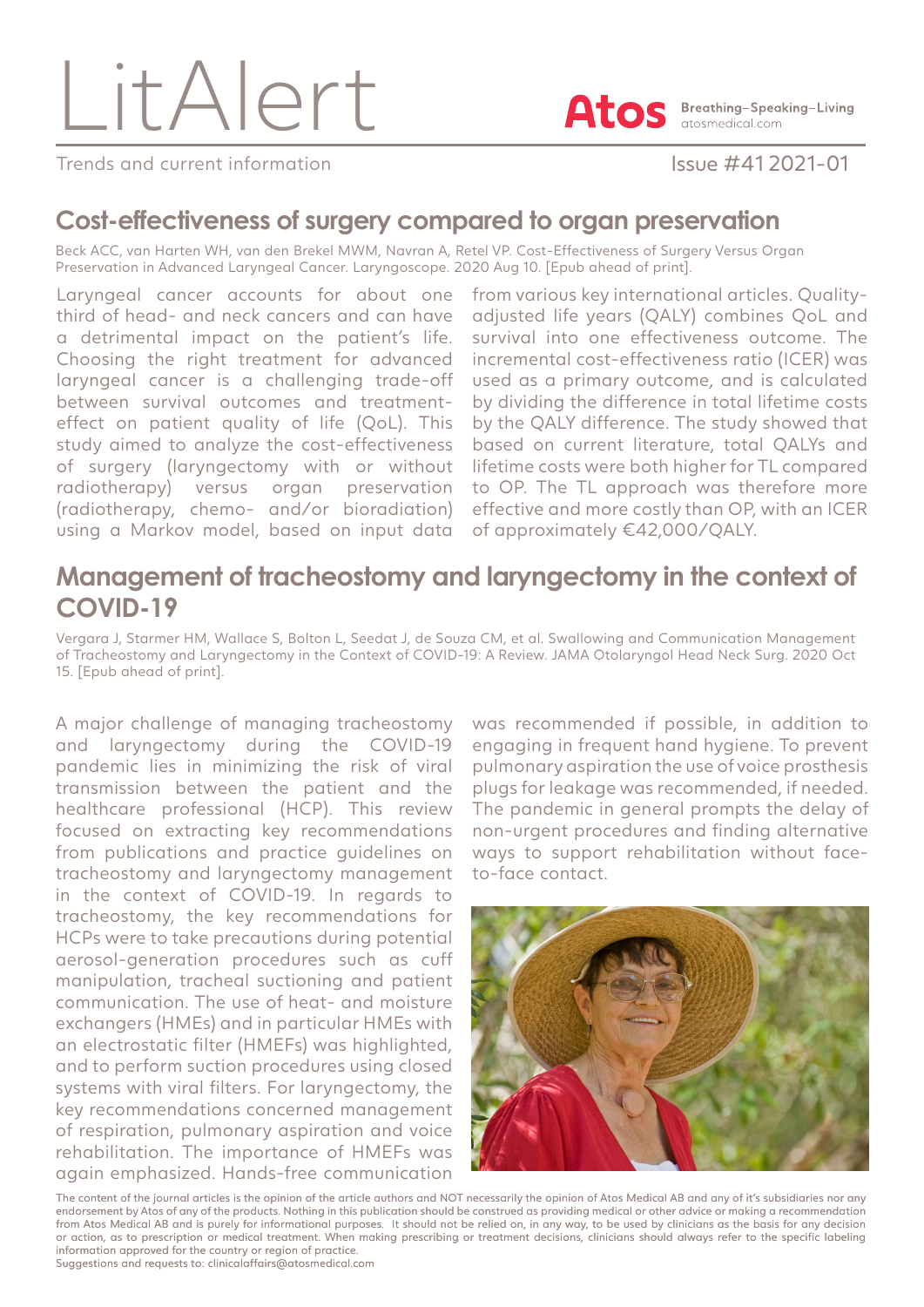# LitAlert

Trends and current information

Issue #41 2021-01

## Cost-effectiveness of surgery compared to organ preservation

Beck ACC, van Harten WH, van den Brekel MWM, Navran A, Retel VP. Cost-Effectiveness of Surgery Versus Organ Preservation in Advanced Laryngeal Cancer. Laryngoscope. 2020 Aug 10. [Epub ahead of print].

Laryngeal cancer accounts for about one third of head- and neck cancers and can have a detrimental impact on the patient's life. Choosing the right treatment for advanced laryngeal cancer is a challenging trade-off between survival outcomes and treatment-effect on patient quality of life (QoL). This study aimed to analyze the cost-effectiveness of surgery (laryngectomy with or without radiotherapy) versus organ preservation (radiotherapy, chemo- and/or bioradiation) using a Markov model, based on input data from various key international articles. Quality-adjusted life years (QALY) combines QoL and survival into one effectiveness outcome. The incremental cost-effectiveness ratio (ICER) was used as a primary outcome, and is calculated by dividing the difference in total lifetime costs by the QALY difference. The study showed that based on current literature, total QALYs and lifetime costs were both higher for TL compared to OP. The TL approach was therefore more effective and more costly than OP, with an ICER of approximately €42,000/QALY.

## Management of tracheostomy and laryngectomy in the context of COVID-19

Vergara J, Starmer HM, Wallace S, Bolton L, Seedat J, de Souza CM, et al. Swallowing and Communication Management of Tracheostomy and Laryngectomy in the Context of COVID-19: A Review. JAMA Otolaryngol Head Neck Surg. 2020 Oct 15. [Epub ahead of print].

A major challenge of managing tracheostomy and laryngectomy during the COVID-19 pandemic lies in minimizing the risk of viral transmission between the patient and the healthcare professional (HCP). This review focused on extracting key recommendations from publications and practice guidelines on tracheostomy and laryngectomy management in the context of COVID-19. In regards to tracheostomy, the key recommendations for HCPs were to take precautions during potential aerosol-generation procedures such as cuff manipulation, tracheal suctioning and patient communication. The use of heat- and moisture exchangers (HMEs) and in particular HMEs with an electrostatic filter (HMEFs) was highlighted, and to perform suction procedures using closed systems with viral filters. For laryngectomy, the key recommendations concerned management of respiration, pulmonary aspiration and voice rehabilitation. The importance of HMEFs was again emphasized. Hands-free communication was recommended if possible, in addition to engaging in frequent hand hygiene. To prevent pulmonary aspiration the use of voice prosthesis plugs for leakage was recommended, if needed. The pandemic in general prompts the delay of non-urgent procedures and finding alternative ways to support rehabilitation without face-to-face contact.

The content of the journal articles is the opinion of the article authors and NOT necessarily the opinion of Atos Medical AB and any of it's subsidiaries nor any endorsement by Atos of any of the products. Nothing in this publication should be construed as providing medical or other advice or making a recommendation from Atos Medical AB and is purely for informational purposes. It should not be relied on, in any way, to be used by clinicians as the basis for any decision or action, as to prescription or medical treatment. When making prescribing or treatment decisions, clinicians should always refer to the specific labeling information approved for the country or region of practice.

Suggestions and requests to: clinicalaffairs@atosmedical.com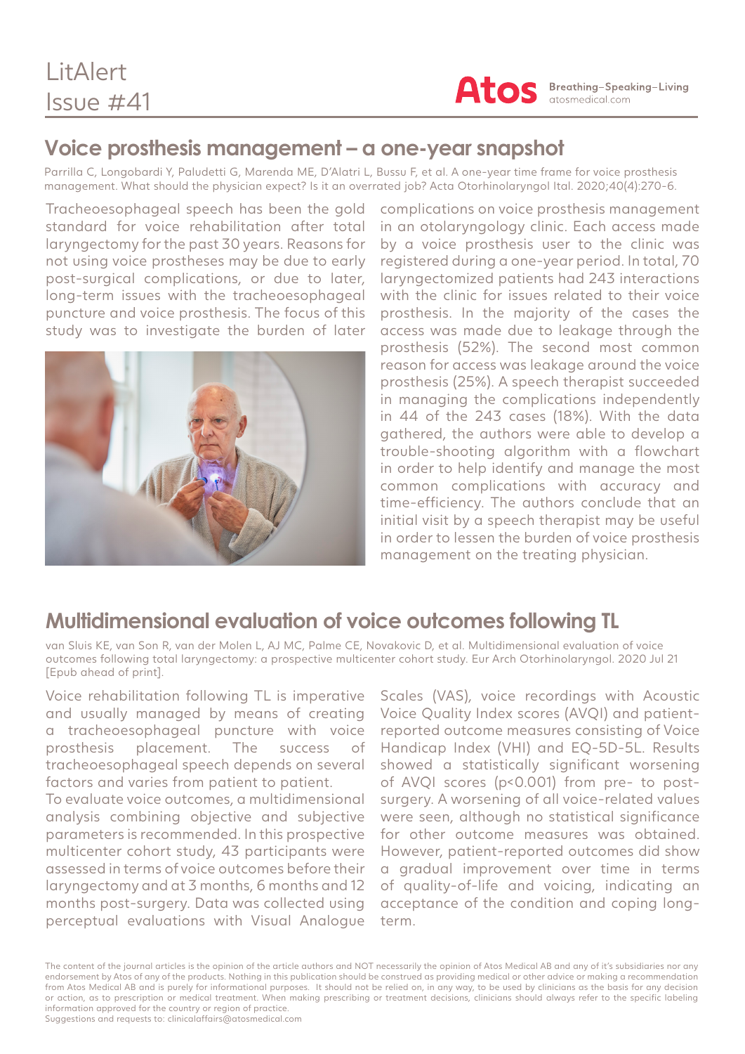# LitAlert
# Issue #41

## Voice prosthesis management – a one-year snapshot

Parrilla C, Longobardi Y, Paludetti G, Marenda ME, D'Alatri L, Bussu F, et al. A one-year time frame for voice prosthesis management. What should the physician expect? Is it an overrated job? Acta Otorhinolaryngol Ital. 2020;40(4):270-6.

Tracheoesophageal speech has been the gold standard for voice rehabilitation after total laryngectomy for the past 30 years. Reasons for not using voice prostheses may be due to early post-surgical complications, or due to later, long-term issues with the tracheoesophageal puncture and voice prosthesis. The focus of this study was to investigate the burden of later complications on voice prosthesis management in an otolaryngology clinic. Each access made by a voice prosthesis user to the clinic was registered during a one-year period. In total, 70 laryngectomized patients had 243 interactions with the clinic for issues related to their voice prosthesis. In the majority of the cases the access was made due to leakage through the prosthesis (52%). The second most common reason for access was leakage around the voice prosthesis (25%). A speech therapist succeeded in managing the complications independently in 44 of the 243 cases (18%). With the data gathered, the authors were able to develop a trouble-shooting algorithm with a flowchart in order to help identify and manage the most common complications with accuracy and time-efficiency. The authors conclude that an initial visit by a speech therapist may be useful in order to lessen the burden of voice prosthesis management on the treating physician.

## Multidimensional evaluation of voice outcomes following TL

van Sluis KE, van Son R, van der Molen L, AJ MC, Palme CE, Novakovic D, et al. Multidimensional evaluation of voice outcomes following total laryngectomy: a prospective multicenter cohort study. Eur Arch Otorhinolaryngol. 2020 Jul 21 [Epub ahead of print].

Voice rehabilitation following TL is imperative and usually managed by means of creating a tracheoesophageal puncture with voice prosthesis placement. The success of tracheoesophageal speech depends on several factors and varies from patient to patient.

To evaluate voice outcomes, a multidimensional analysis combining objective and subjective parameters is recommended. In this prospective multicenter cohort study, 43 participants were assessed in terms of voice outcomes before their laryngectomy and at 3 months, 6 months and 12 months post-surgery. Data was collected using perceptual evaluations with Visual Analogue Scales (VAS), voice recordings with Acoustic Voice Quality Index scores (AVQI) and patient-reported outcome measures consisting of Voice Handicap Index (VHI) and EQ-5D-5L. Results showed a statistically significant worsening of AVQI scores ($p<0.001$) from pre- to post-surgery. A worsening of all voice-related values were seen, although no statistical significance for other outcome measures was obtained. However, patient-reported outcomes did show a gradual improvement over time in terms of quality-of-life and voicing, indicating an acceptance of the condition and coping long-term.

The content of the journal articles is the opinion of the article authors and NOT necessarily the opinion of Atos Medical AB and any of it's subsidiaries nor any endorsement by Atos of any of the products. Nothing in this publication should be construed as providing medical or other advice or making a recommendation from Atos Medical AB and is purely for informational purposes. It should not be relied on, in any way, to be used by clinicians as the basis for any decision or action, as to prescription or medical treatment. When making prescribing or treatment decisions, clinicians should always refer to the specific labeling information approved for the country or region of practice.
Suggestions and requests to: clinicalaffairs@atosmedical.com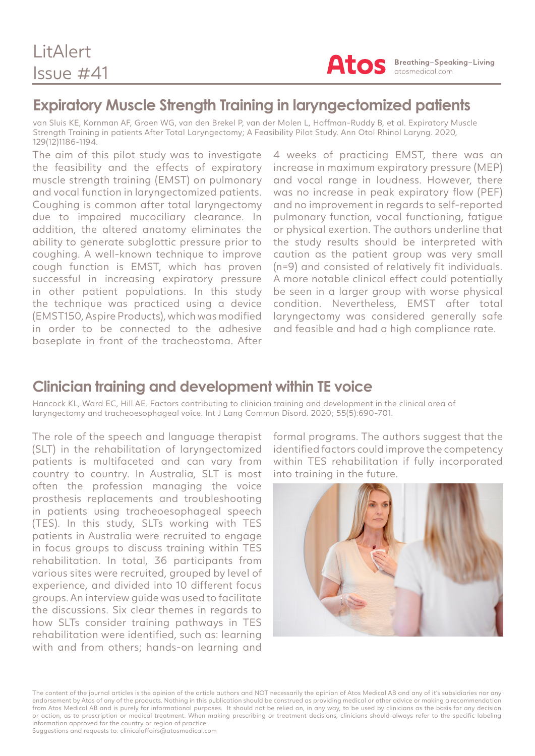# LitAlert Issue #41

## Expiratory Muscle Strength Training in laryngectomized patients

van Sluis KE, Kornman AF, Groen WG, van den Brekel P, van der Molen L, Hoffman-Ruddy B, et al. Expiratory Muscle Strength Training in patients After Total Laryngectomy; A Feasibility Pilot Study. Ann Otol Rhinol Laryng. 2020, 129(12)1186-1194.

The aim of this pilot study was to investigate the feasibility and the effects of expiratory muscle strength training (EMST) on pulmonary and vocal function in laryngectomized patients. Coughing is common after total laryngectomy due to impaired mucociliary clearance. In addition, the altered anatomy eliminates the ability to generate subglottic pressure prior to coughing. A well-known technique to improve cough function is EMST, which has proven successful in increasing expiratory pressure in other patient populations. In this study the technique was practiced using a device (EMST150, Aspire Products), which was modified in order to be connected to the adhesive baseplate in front of the tracheostoma. After 4 weeks of practicing EMST, there was an increase in maximum expiratory pressure (MEP) and vocal range in loudness. However, there was no increase in peak expiratory flow (PEF) and no improvement in regards to self-reported pulmonary function, vocal functioning, fatigue or physical exertion. The authors underline that the study results should be interpreted with caution as the patient group was very small (n=9) and consisted of relatively fit individuals. A more notable clinical effect could potentially be seen in a larger group with worse physical condition. Nevertheless, EMST after total laryngectomy was considered generally safe and feasible and had a high compliance rate.

## Clinician training and development within TE voice

Hancock KL, Ward EC, Hill AE. Factors contributing to clinician training and development in the clinical area of laryngectomy and tracheoesophageal voice. Int J Lang Commun Disord. 2020; 55(5):690-701.

The role of the speech and language therapist (SLT) in the rehabilitation of laryngectomized patients is multifaceted and can vary from country to country. In Australia, SLT is most often the profession managing the voice prosthesis replacements and troubleshooting in patients using tracheoesophageal speech (TES). In this study, SLTs working with TES patients in Australia were recruited to engage in focus groups to discuss training within TES rehabilitation. In total, 36 participants from various sites were recruited, grouped by level of experience, and divided into 10 different focus groups. An interview guide was used to facilitate the discussions. Six clear themes in regards to how SLTs consider training pathways in TES rehabilitation were identified, such as: learning with and from others; hands-on learning and formal programs. The authors suggest that the identified factors could improve the competency within TES rehabilitation if fully incorporated into training in the future.

The content of the journal articles is the opinion of the article authors and NOT necessarily the opinion of Atos Medical AB and any of it's subsidiaries nor any endorsement by Atos of any of the products. Nothing in this publication should be construed as providing medical or other advice or making a recommendation from Atos Medical AB and is purely for informational purposes. It should not be relied on, in any way, to be used by clinicians as the basis for any decision or action, as to prescription or medical treatment. When making prescribing or treatment decisions, clinicians should always refer to the specific labeling information approved for the country or region of practice.
Suggestions and requests to: clinicalaffairs@atosmedical.com